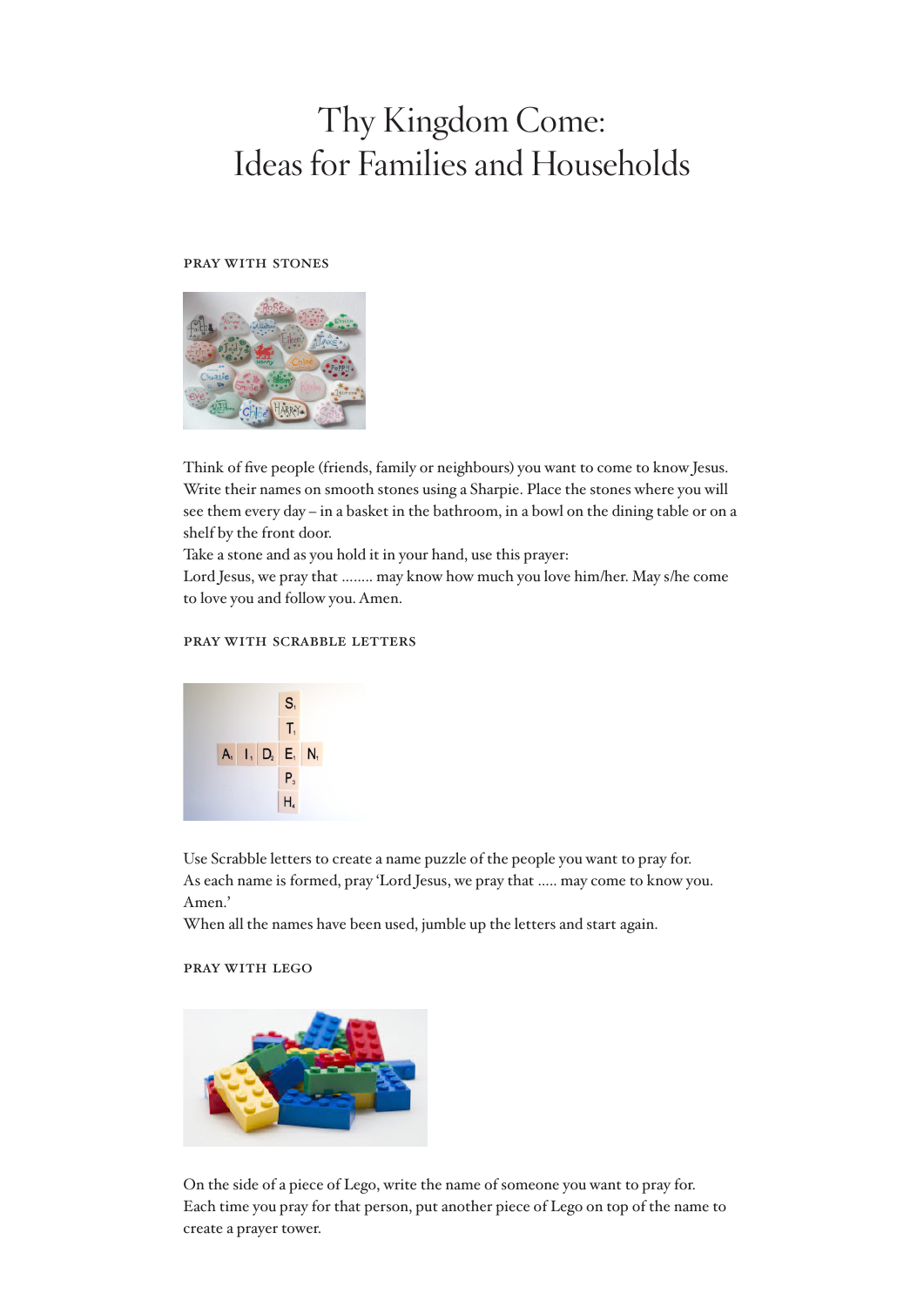# Thy Kingdom Come: Ideas for Families and Households

## Pray with stones

Think of five people (friends, family or neighbours) you want to come to know Jesus. Write their names on smooth stones using a Sharpie. Place the stones where you will see them every day – in a basket in the bathroom, in a bowl on the dining table or on a shelf by the front door.

Take a stone and as you hold it in your hand, use this prayer:

Lord Jesus, we pray that ........ may know how much you love him/her. May s/he come to love you and follow you. Amen.

## Pray with Scrabble letters

Use Scrabble letters to create a name puzzle of the people you want to pray for.

As each name is formed, pray 'Lord Jesus, we pray that ..... may come to know you. Amen.'

When all the names have been used, jumble up the letters and start again.

## Pray with Lego

On the side of a piece of Lego, write the name of someone you want to pray for. Each time you pray for that person, put another piece of Lego on top of the name to create a prayer tower.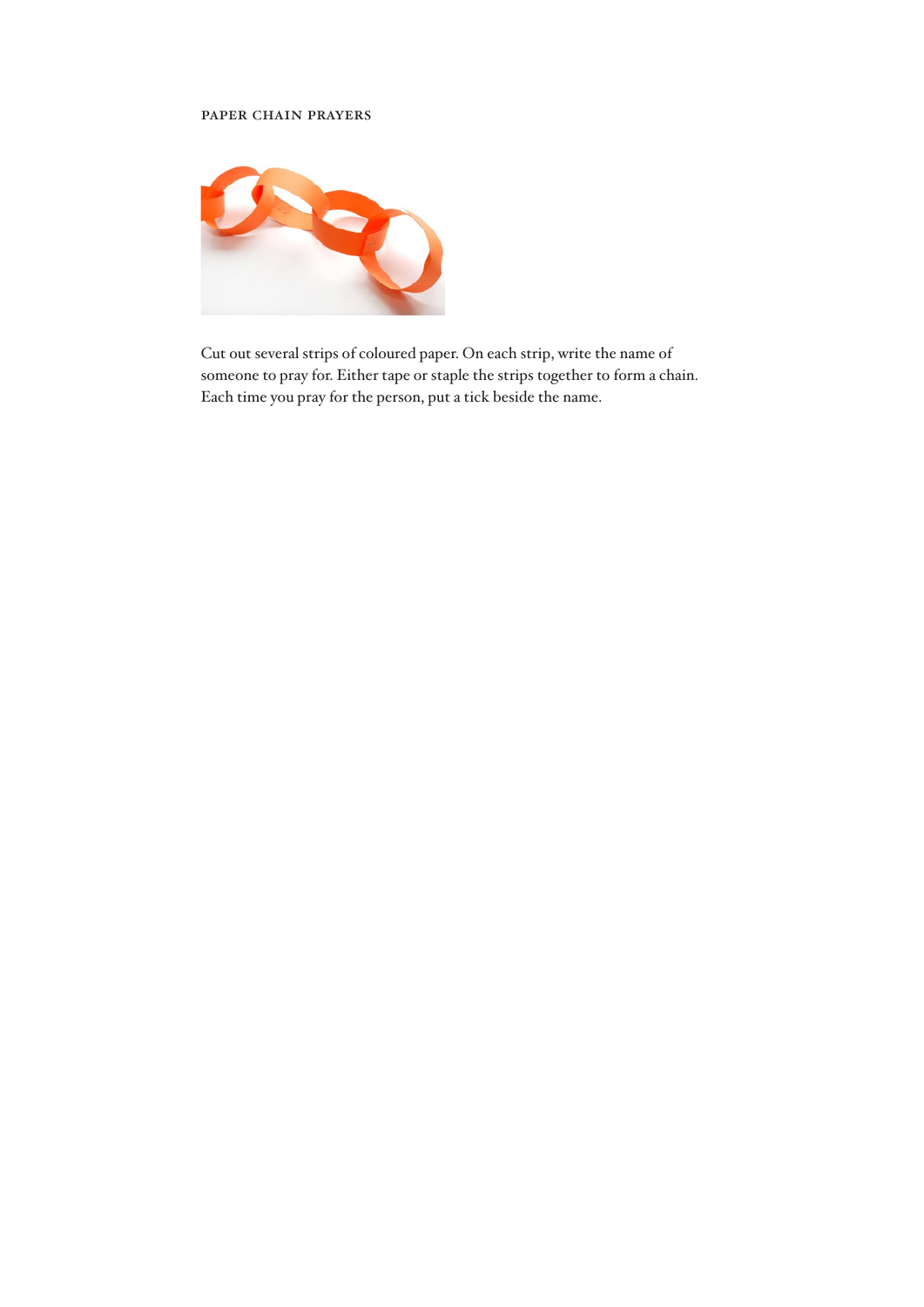## PAPER CHAIN PRAYERS

Cut out several strips of coloured paper. On each strip, write the name of someone to pray for. Either tape or staple the strips together to form a chain. Each time you pray for the person, put a tick beside the name.